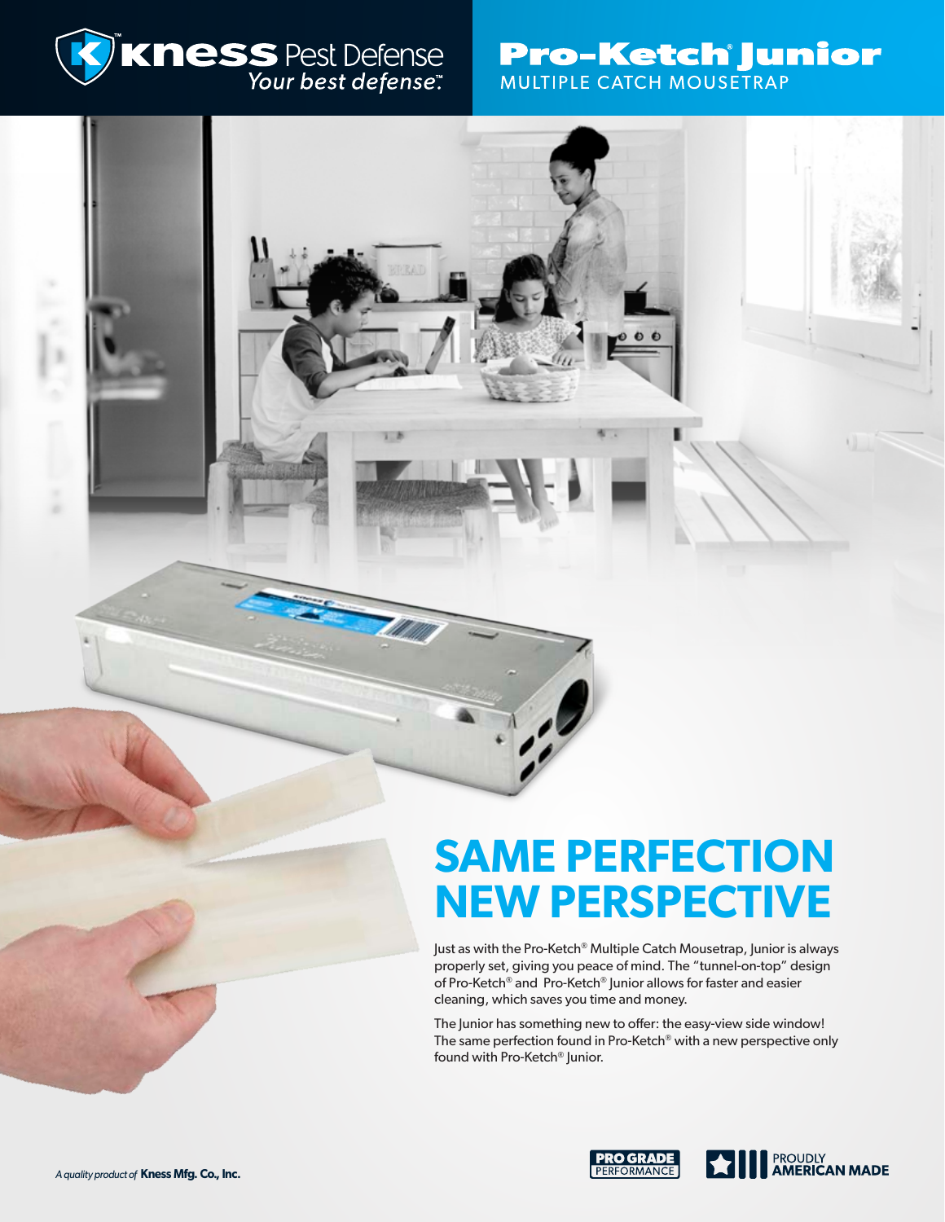Kness Pest Defense
*Your best defense.™*

# Pro-Ketch® Junior

MULTIPLE CATCH MOUSETRAP

## SAME PERFECTION NEW PERSPECTIVE

Just as with the Pro-Ketch® Multiple Catch Mousetrap, Junior is always properly set, giving you peace of mind. The "tunnel-on-top" design of Pro-Ketch® and Pro-Ketch® Junior allows for faster and easier cleaning, which saves you time and money.

The Junior has something new to offer: the easy-view side window! The same perfection found in Pro-Ketch® with a new perspective only found with Pro-Ketch® Junior.

*A quality product of* **Kness Mfg. Co., Inc.**

PRO GRADE PERFORMANCE

PROUDLY AMERICAN MADE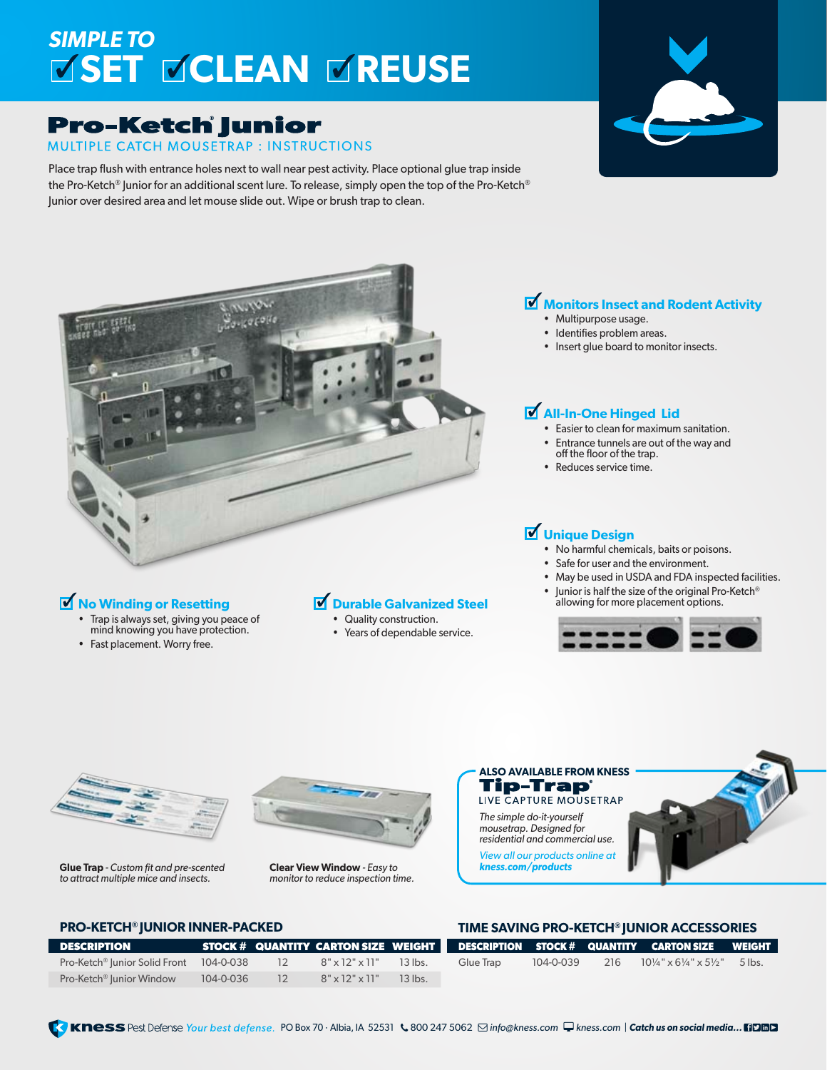# SIMPLE TO

# ☑ SET ☑ CLEAN ☑ REUSE

## Pro-Ketch® Junior

MULTIPLE CATCH MOUSETRAP : INSTRUCTIONS

Place trap flush with entrance holes next to wall near pest activity. Place optional glue trap inside the Pro-Ketch® Junior for an additional scent lure. To release, simply open the top of the Pro-Ketch® Junior over desired area and let mouse slide out. Wipe or brush trap to clean.

### ☑ Monitors Insect and Rodent Activity

- Multipurpose usage.
- Identifies problem areas.
- Insert glue board to monitor insects.

### ☑ All-In-One Hinged Lid

- Easier to clean for maximum sanitation.
- Entrance tunnels are out of the way and off the floor of the trap.
- Reduces service time.

### ☑ Unique Design

- No harmful chemicals, baits or poisons.
- Safe for user and the environment.
- May be used in USDA and FDA inspected facilities.
- Junior is half the size of the original Pro-Ketch® allowing for more placement options.

### ☑ No Winding or Resetting

- Trap is always set, giving you peace of mind knowing you have protection.
- Fast placement. Worry free.

### ☑ Durable Galvanized Steel

- Quality construction.
- Years of dependable service.

**Glue Trap** - *Custom fit and pre-scented to attract multiple mice and insects.*

**Clear View Window** - *Easy to monitor to reduce inspection time.*

**ALSO AVAILABLE FROM KNESS**

**Tip-Trap®**

LIVE CAPTURE MOUSETRAP

*The simple do-it-yourself mousetrap. Designed for residential and commercial use.*

*View all our products online at* ***kness.com/products***

### PRO-KETCH® JUNIOR INNER-PACKED

| DESCRIPTION | STOCK # | QUANTITY | CARTON SIZE | WEIGHT |
|---|---|---|---|---|
| Pro-Ketch® Junior Solid Front | 104-0-038 | 12 | 8" x 12" x 11" | 13 lbs. |
| Pro-Ketch® Junior Window | 104-0-036 | 12 | 8" x 12" x 11" | 13 lbs. |

### TIME SAVING PRO-KETCH® JUNIOR ACCESSORIES

| DESCRIPTION | STOCK # | QUANTITY | CARTON SIZE | WEIGHT |
|---|---|---|---|---|
| Glue Trap | 104-0-039 | 216 | 10¼" x 6¼" x 5½" | 5 lbs. |

Kness Pest Defense *Your best defense.* PO Box 70 · Albia, IA 52531 · 800 247 5062 · info@kness.com · kness.com | ***Catch us on social media...***